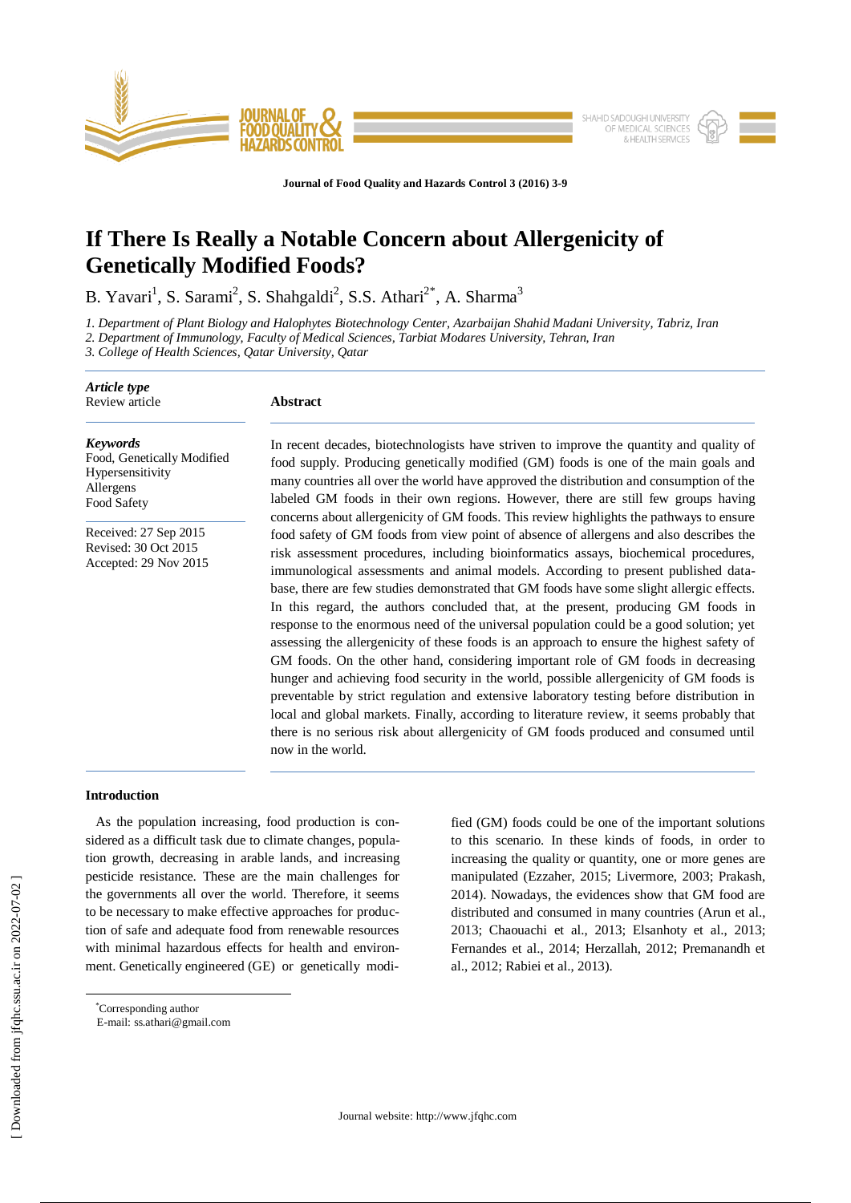# If There Is Really a Notable Concern about Allergenicity of Genetically Modified Foods?

B. Yavari[1], S. Sarami[2], S. Shahgaldi[2], S.S. Athari[2*], A. Sharma[3]

*1. Department of Plant Biology and Halophytes Biotechnology Center, Azarbaijan Shahid Madani University, Tabriz, Iran*
*2. Department of Immunology, Faculty of Medical Sciences, Tarbiat Modares University, Tehran, Iran*
*3. College of Health Sciences, Qatar University, Qatar*

***Article type***
Review article

***Keywords***
Food, Genetically Modified
Hypersensitivity
Allergens
Food Safety

Received: 27 Sep 2015
Revised: 30 Oct 2015
Accepted: 29 Nov 2015

## Abstract

In recent decades, biotechnologists have striven to improve the quantity and quality of food supply. Producing genetically modified (GM) foods is one of the main goals and many countries all over the world have approved the distribution and consumption of the labeled GM foods in their own regions. However, there are still few groups having concerns about allergenicity of GM foods. This review highlights the pathways to ensure food safety of GM foods from view point of absence of allergens and also describes the risk assessment procedures, including bioinformatics assays, biochemical procedures, immunological assessments and animal models. According to present published database, there are few studies demonstrated that GM foods have some slight allergic effects. In this regard, the authors concluded that, at the present, producing GM foods in response to the enormous need of the universal population could be a good solution; yet assessing the allergenicity of these foods is an approach to ensure the highest safety of GM foods. On the other hand, considering important role of GM foods in decreasing hunger and achieving food security in the world, possible allergenicity of GM foods is preventable by strict regulation and extensive laboratory testing before distribution in local and global markets. Finally, according to literature review, it seems probably that there is no serious risk about allergenicity of GM foods produced and consumed until now in the world.

## Introduction

As the population increasing, food production is considered as a difficult task due to climate changes, population growth, decreasing in arable lands, and increasing pesticide resistance. These are the main challenges for the governments all over the world. Therefore, it seems to be necessary to make effective approaches for production of safe and adequate food from renewable resources with minimal hazardous effects for health and environment. Genetically engineered (GE) or genetically modified (GM) foods could be one of the important solutions to this scenario. In these kinds of foods, in order to increasing the quality or quantity, one or more genes are manipulated (Ezzaher, 2015; Livermore, 2003; Prakash, 2014). Nowadays, the evidences show that GM food are distributed and consumed in many countries (Arun et al., 2013; Chaouachi et al., 2013; Elsanhoty et al., 2013; Fernandes et al., 2014; Herzallah, 2012; Premanandh et al., 2012; Rabiei et al., 2013).

[*]Corresponding author
E-mail: ss.athari@gmail.com

Journal website: http://www.jfqhc.com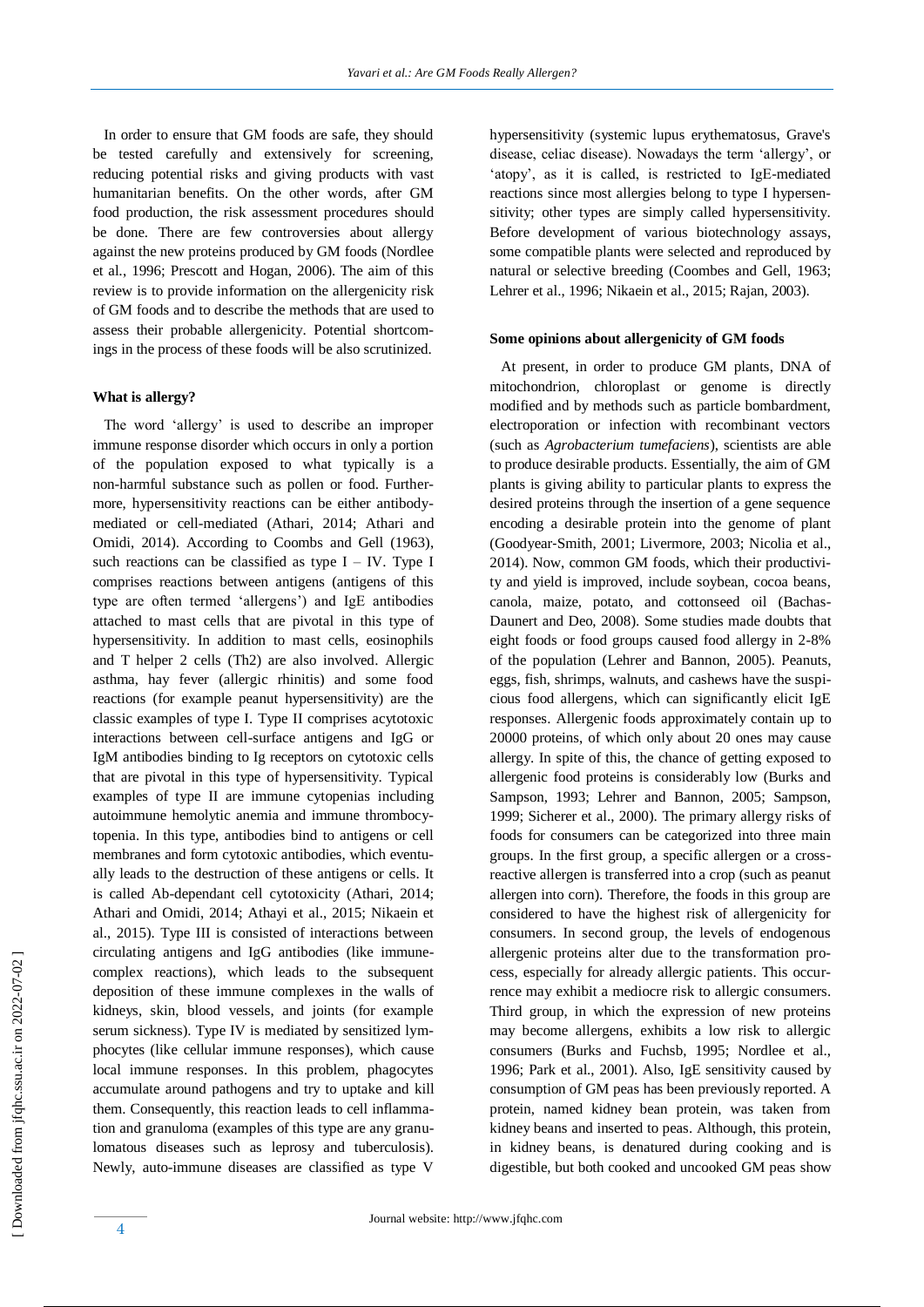In order to ensure that GM foods are safe, they should be tested carefully and extensively for screening, reducing potential risks and giving products with vast humanitarian benefits. On the other words, after GM food production, the risk assessment procedures should be done. There are few controversies about allergy against the new proteins produced by GM foods (Nordlee et al., 1996; Prescott and Hogan, 2006). The aim of this review is to provide information on the allergenicity risk of GM foods and to describe the methods that are used to assess their probable allergenicity. Potential shortcomings in the process of these foods will be also scrutinized.

**What is allergy?**

The word 'allergy' is used to describe an improper immune response disorder which occurs in only a portion of the population exposed to what typically is a non-harmful substance such as pollen or food. Furthermore, hypersensitivity reactions can be either antibody-mediated or cell-mediated (Athari, 2014; Athari and Omidi, 2014). According to Coombs and Gell (1963), such reactions can be classified as type I – IV. Type I comprises reactions between antigens (antigens of this type are often termed 'allergens') and IgE antibodies attached to mast cells that are pivotal in this type of hypersensitivity. In addition to mast cells, eosinophils and T helper 2 cells (Th2) are also involved. Allergic asthma, hay fever (allergic rhinitis) and some food reactions (for example peanut hypersensitivity) are the classic examples of type I. Type II comprises acytotoxic interactions between cell-surface antigens and IgG or IgM antibodies binding to Ig receptors on cytotoxic cells that are pivotal in this type of hypersensitivity. Typical examples of type II are immune cytopenias including autoimmune hemolytic anemia and immune thrombocytopenia. In this type, antibodies bind to antigens or cell membranes and form cytotoxic antibodies, which eventually leads to the destruction of these antigens or cells. It is called Ab-dependant cell cytotoxicity (Athari, 2014; Athari and Omidi, 2014; Athayi et al., 2015; Nikaein et al., 2015). Type III is consisted of interactions between circulating antigens and IgG antibodies (like immune-complex reactions), which leads to the subsequent deposition of these immune complexes in the walls of kidneys, skin, blood vessels, and joints (for example serum sickness). Type IV is mediated by sensitized lymphocytes (like cellular immune responses), which cause local immune responses. In this problem, phagocytes accumulate around pathogens and try to uptake and kill them. Consequently, this reaction leads to cell inflammation and granuloma (examples of this type are any granulomatous diseases such as leprosy and tuberculosis). Newly, auto-immune diseases are classified as type V hypersensitivity (systemic lupus erythematosus, Grave's disease, celiac disease). Nowadays the term 'allergy', or 'atopy', as it is called, is restricted to IgE-mediated reactions since most allergies belong to type I hypersensitivity; other types are simply called hypersensitivity. Before development of various biotechnology assays, some compatible plants were selected and reproduced by natural or selective breeding (Coombes and Gell, 1963; Lehrer et al., 1996; Nikaein et al., 2015; Rajan, 2003).

**Some opinions about allergenicity of GM foods**

At present, in order to produce GM plants, DNA of mitochondrion, chloroplast or genome is directly modified and by methods such as particle bombardment, electroporation or infection with recombinant vectors (such as *Agrobacterium tumefaciens*), scientists are able to produce desirable products. Essentially, the aim of GM plants is giving ability to particular plants to express the desired proteins through the insertion of a gene sequence encoding a desirable protein into the genome of plant (Goodyear-Smith, 2001; Livermore, 2003; Nicolia et al., 2014). Now, common GM foods, which their productivity and yield is improved, include soybean, cocoa beans, canola, maize, potato, and cottonseed oil (Bachas-Daunert and Deo, 2008). Some studies made doubts that eight foods or food groups caused food allergy in 2-8% of the population (Lehrer and Bannon, 2005). Peanuts, eggs, fish, shrimps, walnuts, and cashews have the suspicious food allergens, which can significantly elicit IgE responses. Allergenic foods approximately contain up to 20000 proteins, of which only about 20 ones may cause allergy. In spite of this, the chance of getting exposed to allergenic food proteins is considerably low (Burks and Sampson, 1993; Lehrer and Bannon, 2005; Sampson, 1999; Sicherer et al., 2000). The primary allergy risks of foods for consumers can be categorized into three main groups. In the first group, a specific allergen or a cross-reactive allergen is transferred into a crop (such as peanut allergen into corn). Therefore, the foods in this group are considered to have the highest risk of allergenicity for consumers. In second group, the levels of endogenous allergenic proteins alter due to the transformation process, especially for already allergic patients. This occurrence may exhibit a mediocre risk to allergic consumers. Third group, in which the expression of new proteins may become allergens, exhibits a low risk to allergic consumers (Burks and Fuchsb, 1995; Nordlee et al., 1996; Park et al., 2001). Also, IgE sensitivity caused by consumption of GM peas has been previously reported. A protein, named kidney bean protein, was taken from kidney beans and inserted to peas. Although, this protein, in kidney beans, is denatured during cooking and is digestible, but both cooked and uncooked GM peas show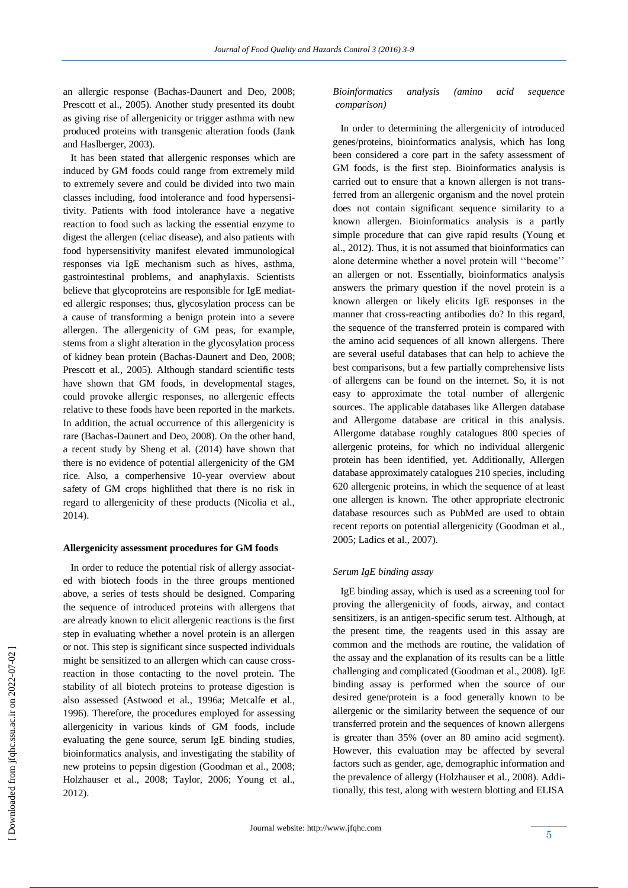an allergic response (Bachas-Daunert and Deo, 2008; Prescott et al., 2005). Another study presented its doubt as giving rise of allergenicity or trigger asthma with new produced proteins with transgenic alteration foods (Jank and Haslberger, 2003).

It has been stated that allergenic responses which are induced by GM foods could range from extremely mild to extremely severe and could be divided into two main classes including, food intolerance and food hypersensitivity. Patients with food intolerance have a negative reaction to food such as lacking the essential enzyme to digest the allergen (celiac disease), and also patients with food hypersensitivity manifest elevated immunological responses via IgE mechanism such as hives, asthma, gastrointestinal problems, and anaphylaxis. Scientists believe that glycoproteins are responsible for IgE mediated allergic responses; thus, glycosylation process can be a cause of transforming a benign protein into a severe allergen. The allergenicity of GM peas, for example, stems from a slight alteration in the glycosylation process of kidney bean protein (Bachas-Daunert and Deo, 2008; Prescott et al., 2005). Although standard scientific tests have shown that GM foods, in developmental stages, could provoke allergic responses, no allergenic effects relative to these foods have been reported in the markets. In addition, the actual occurrence of this allergenicity is rare (Bachas-Daunert and Deo, 2008). On the other hand, a recent study by Sheng et al. (2014) have shown that there is no evidence of potential allergenicity of the GM rice. Also, a comperhensive 10-year overview about safety of GM crops highlithed that there is no risk in regard to allergenicity of these products (Nicolia et al., 2014).

**Allergenicity assessment procedures for GM foods**

In order to reduce the potential risk of allergy associated with biotech foods in the three groups mentioned above, a series of tests should be designed. Comparing the sequence of introduced proteins with allergens that are already known to elicit allergenic reactions is the first step in evaluating whether a novel protein is an allergen or not. This step is significant since suspected individuals might be sensitized to an allergen which can cause cross-reaction in those contacting to the novel protein. The stability of all biotech proteins to protease digestion is also assessed (Astwood et al., 1996a; Metcalfe et al., 1996). Therefore, the procedures employed for assessing allergenicity in various kinds of GM foods, include evaluating the gene source, serum IgE binding studies, bioinformatics analysis, and investigating the stability of new proteins to pepsin digestion (Goodman et al., 2008; Holzhauser et al., 2008; Taylor, 2006; Young et al., 2012).

*Bioinformatics analysis (amino acid sequence comparison)*

In order to determining the allergenicity of introduced genes/proteins, bioinformatics analysis, which has long been considered a core part in the safety assessment of GM foods, is the first step. Bioinformatics analysis is carried out to ensure that a known allergen is not transferred from an allergenic organism and the novel protein does not contain significant sequence similarity to a known allergen. Bioinformatics analysis is a partly simple procedure that can give rapid results (Young et al., 2012). Thus, it is not assumed that bioinformatics can alone determine whether a novel protein will ''become'' an allergen or not. Essentially, bioinformatics analysis answers the primary question if the novel protein is a known allergen or likely elicits IgE responses in the manner that cross-reacting antibodies do? In this regard, the sequence of the transferred protein is compared with the amino acid sequences of all known allergens. There are several useful databases that can help to achieve the best comparisons, but a few partially comprehensive lists of allergens can be found on the internet. So, it is not easy to approximate the total number of allergenic sources. The applicable databases like Allergen database and Allergome database are critical in this analysis. Allergome database roughly catalogues 800 species of allergenic proteins, for which no individual allergenic protein has been identified, yet. Additionally, Allergen database approximately catalogues 210 species, including 620 allergenic proteins, in which the sequence of at least one allergen is known. The other appropriate electronic database resources such as PubMed are used to obtain recent reports on potential allergenicity (Goodman et al., 2005; Ladics et al., 2007).

*Serum IgE binding assay*

IgE binding assay, which is used as a screening tool for proving the allergenicity of foods, airway, and contact sensitizers, is an antigen-specific serum test. Although, at the present time, the reagents used in this assay are common and the methods are routine, the validation of the assay and the explanation of its results can be a little challenging and complicated (Goodman et al., 2008). IgE binding assay is performed when the source of our desired gene/protein is a food generally known to be allergenic or the similarity between the sequence of our transferred protein and the sequences of known allergens is greater than 35% (over an 80 amino acid segment). However, this evaluation may be affected by several factors such as gender, age, demographic information and the prevalence of allergy (Holzhauser et al., 2008). Additionally, this test, along with western blotting and ELISA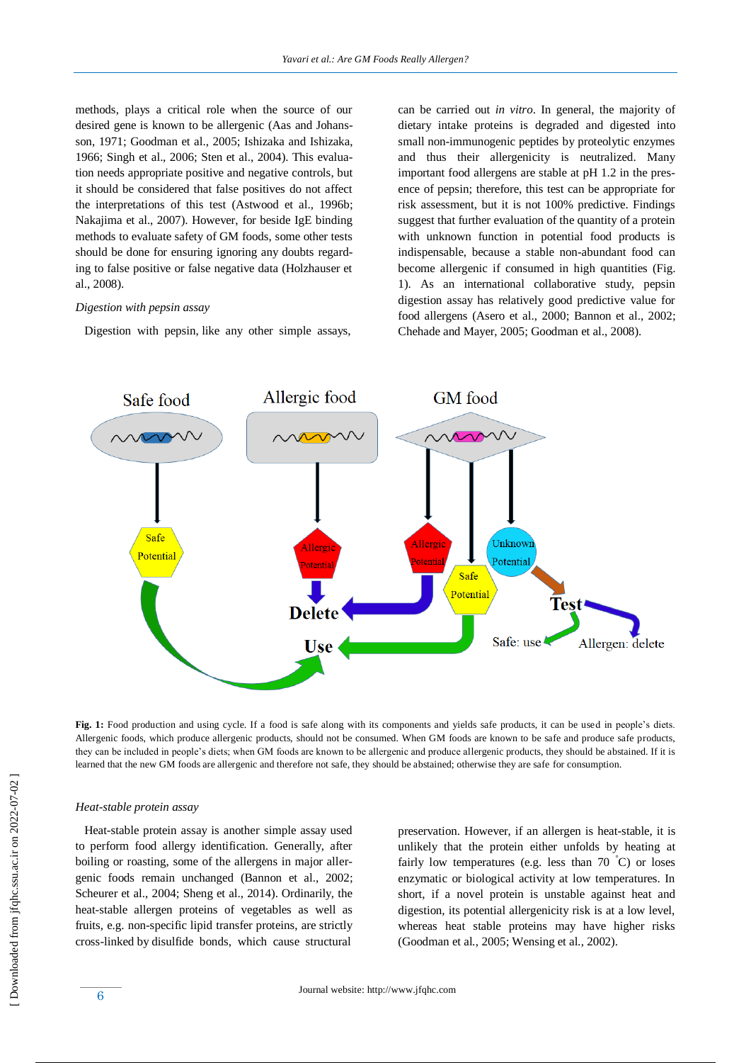methods, plays a critical role when the source of our desired gene is known to be allergenic (Aas and Johansson, 1971; Goodman et al., 2005; Ishizaka and Ishizaka, 1966; Singh et al., 2006; Sten et al., 2004). This evaluation needs appropriate positive and negative controls, but it should be considered that false positives do not affect the interpretations of this test (Astwood et al., 1996b; Nakajima et al., 2007). However, for beside IgE binding methods to evaluate safety of GM foods, some other tests should be done for ensuring ignoring any doubts regarding to false positive or false negative data (Holzhauser et al., 2008).

*Digestion with pepsin assay*

Digestion with pepsin, like any other simple assays, can be carried out *in vitro*. In general, the majority of dietary intake proteins is degraded and digested into small non-immunogenic peptides by proteolytic enzymes and thus their allergenicity is neutralized. Many important food allergens are stable at pH 1.2 in the presence of pepsin; therefore, this test can be appropriate for risk assessment, but it is not 100% predictive. Findings suggest that further evaluation of the quantity of a protein with unknown function in potential food products is indispensable, because a stable non-abundant food can become allergenic if consumed in high quantities (Fig. 1). As an international collaborative study, pepsin digestion assay has relatively good predictive value for food allergens (Asero et al., 2000; Bannon et al., 2002; Chehade and Mayer, 2005; Goodman et al., 2008).

**Fig. 1:** Food production and using cycle. If a food is safe along with its components and yields safe products, it can be used in people's diets. Allergenic foods, which produce allergenic products, should not be consumed. When GM foods are known to be safe and produce safe products, they can be included in people's diets; when GM foods are known to be allergenic and produce allergenic products, they should be abstained. If it is learned that the new GM foods are allergenic and therefore not safe, they should be abstained; otherwise they are safe for consumption.

*Heat-stable protein assay*

Heat-stable protein assay is another simple assay used to perform food allergy identification. Generally, after boiling or roasting, some of the allergens in major allergenic foods remain unchanged (Bannon et al., 2002; Scheurer et al., 2004; Sheng et al., 2014). Ordinarily, the heat-stable allergen proteins of vegetables as well as fruits, e.g. non-specific lipid transfer proteins, are strictly cross-linked by disulfide bonds, which cause structural preservation. However, if an allergen is heat-stable, it is unlikely that the protein either unfolds by heating at fairly low temperatures (e.g. less than 70 °C) or loses enzymatic or biological activity at low temperatures. In short, if a novel protein is unstable against heat and digestion, its potential allergenicity risk is at a low level, whereas heat stable proteins may have higher risks (Goodman et al., 2005; Wensing et al., 2002).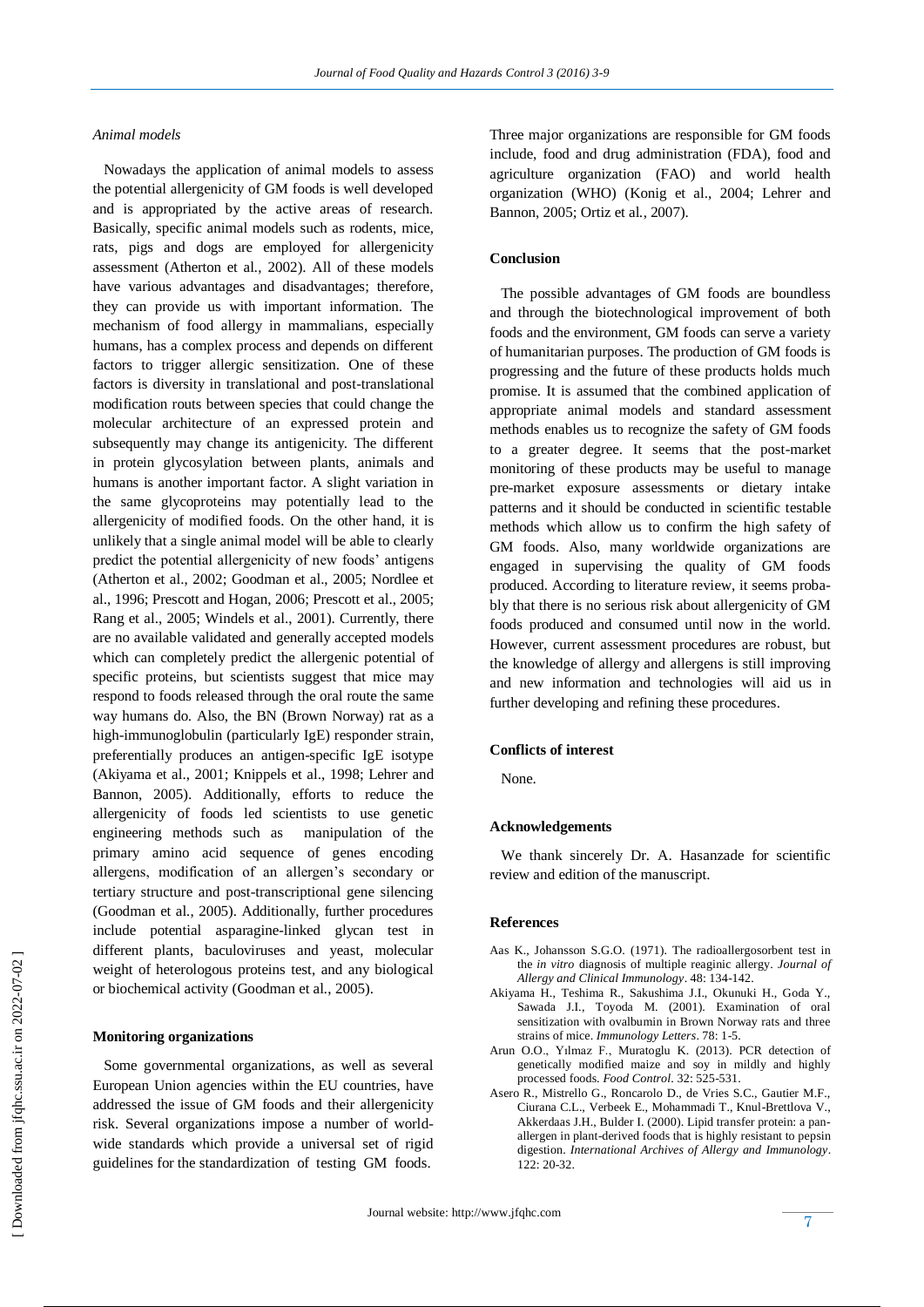*Animal models*

Nowadays the application of animal models to assess the potential allergenicity of GM foods is well developed and is appropriated by the active areas of research. Basically, specific animal models such as rodents, mice, rats, pigs and dogs are employed for allergenicity assessment (Atherton et al., 2002). All of these models have various advantages and disadvantages; therefore, they can provide us with important information. The mechanism of food allergy in mammalians, especially humans, has a complex process and depends on different factors to trigger allergic sensitization. One of these factors is diversity in translational and post-translational modification routs between species that could change the molecular architecture of an expressed protein and subsequently may change its antigenicity. The different in protein glycosylation between plants, animals and humans is another important factor. A slight variation in the same glycoproteins may potentially lead to the allergenicity of modified foods. On the other hand, it is unlikely that a single animal model will be able to clearly predict the potential allergenicity of new foods' antigens (Atherton et al., 2002; Goodman et al., 2005; Nordlee et al., 1996; Prescott and Hogan, 2006; Prescott et al., 2005; Rang et al., 2005; Windels et al., 2001). Currently, there are no available validated and generally accepted models which can completely predict the allergenic potential of specific proteins, but scientists suggest that mice may respond to foods released through the oral route the same way humans do. Also, the BN (Brown Norway) rat as a high-immunoglobulin (particularly IgE) responder strain, preferentially produces an antigen-specific IgE isotype (Akiyama et al., 2001; Knippels et al., 1998; Lehrer and Bannon, 2005). Additionally, efforts to reduce the allergenicity of foods led scientists to use genetic engineering methods such as manipulation of the primary amino acid sequence of genes encoding allergens, modification of an allergen's secondary or tertiary structure and post-transcriptional gene silencing (Goodman et al., 2005). Additionally, further procedures include potential asparagine-linked glycan test in different plants, baculoviruses and yeast, molecular weight of heterologous proteins test, and any biological or biochemical activity (Goodman et al., 2005).

**Monitoring organizations**

Some governmental organizations, as well as several European Union agencies within the EU countries, have addressed the issue of GM foods and their allergenicity risk. Several organizations impose a number of worldwide standards which provide a universal set of rigid guidelines for the standardization of testing GM foods. Three major organizations are responsible for GM foods include, food and drug administration (FDA), food and agriculture organization (FAO) and world health organization (WHO) (Konig et al., 2004; Lehrer and Bannon, 2005; Ortiz et al., 2007).

**Conclusion**

The possible advantages of GM foods are boundless and through the biotechnological improvement of both foods and the environment, GM foods can serve a variety of humanitarian purposes. The production of GM foods is progressing and the future of these products holds much promise. It is assumed that the combined application of appropriate animal models and standard assessment methods enables us to recognize the safety of GM foods to a greater degree. It seems that the post-market monitoring of these products may be useful to manage pre-market exposure assessments or dietary intake patterns and it should be conducted in scientific testable methods which allow us to confirm the high safety of GM foods. Also, many worldwide organizations are engaged in supervising the quality of GM foods produced. According to literature review, it seems probably that there is no serious risk about allergenicity of GM foods produced and consumed until now in the world. However, current assessment procedures are robust, but the knowledge of allergy and allergens is still improving and new information and technologies will aid us in further developing and refining these procedures.

**Conflicts of interest**

None.

**Acknowledgements**

We thank sincerely Dr. A. Hasanzade for scientific review and edition of the manuscript.

**References**

Aas K., Johansson S.G.O. (1971). The radioallergosorbent test in the *in vitro* diagnosis of multiple reaginic allergy. *Journal of Allergy and Clinical Immunology*. 48: 134-142.

Akiyama H., Teshima R., Sakushima J.I., Okunuki H., Goda Y., Sawada J.I., Toyoda M. (2001). Examination of oral sensitization with ovalbumin in Brown Norway rats and three strains of mice. *Immunology Letters*. 78: 1-5.

Arun O.O., Yılmaz F., Muratoglu K. (2013). PCR detection of genetically modified maize and soy in mildly and highly processed foods. *Food Control*. 32: 525-531.

Asero R., Mistrello G., Roncarolo D., de Vries S.C., Gautier M.F., Ciurana C.L., Verbeek E., Mohammadi T., Knul-Brettlova V., Akkerdaas J.H., Bulder I. (2000). Lipid transfer protein: a pan-allergen in plant-derived foods that is highly resistant to pepsin digestion. *International Archives of Allergy and Immunology*. 122: 20-32.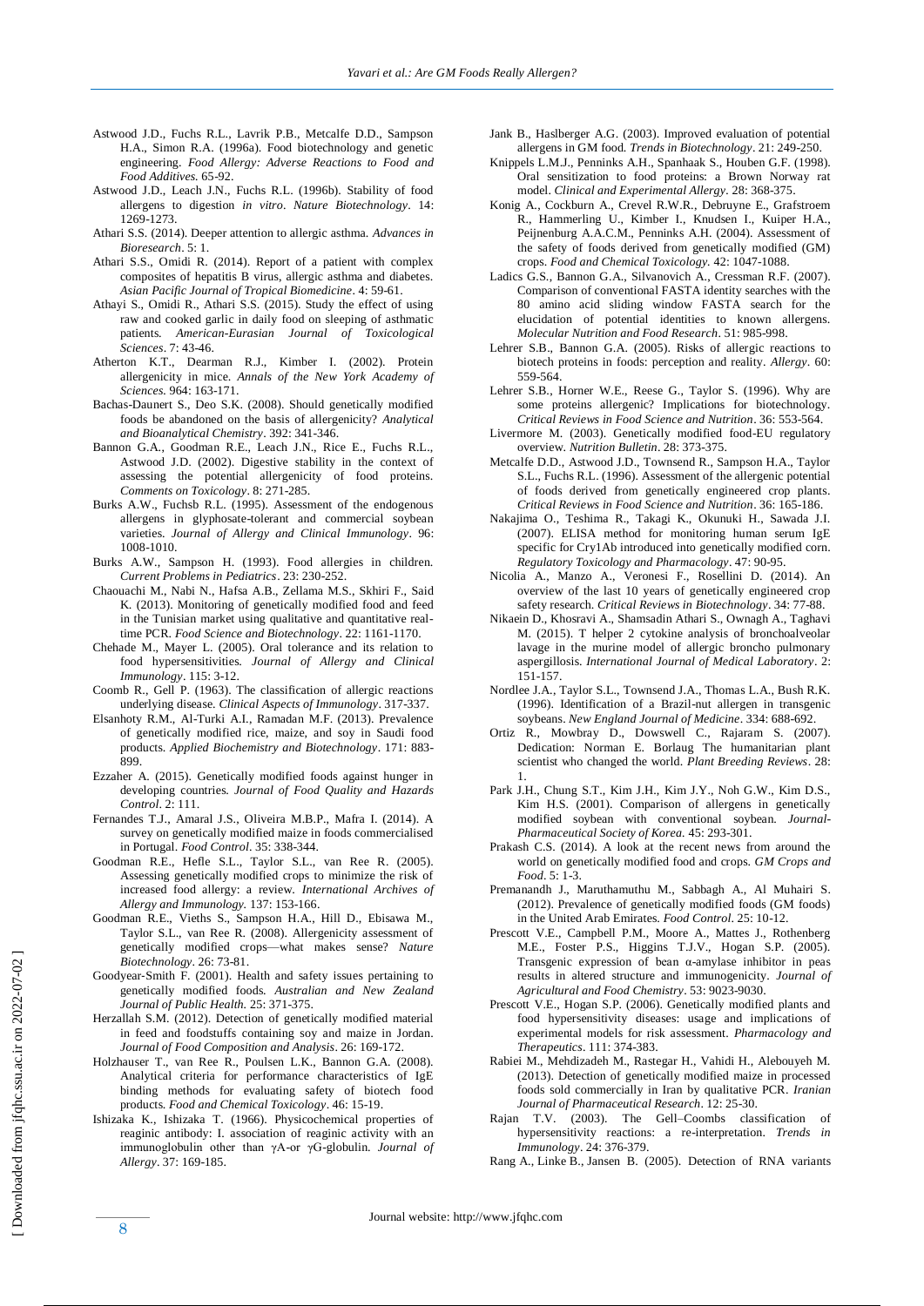Astwood J.D., Fuchs R.L., Lavrik P.B., Metcalfe D.D., Sampson H.A., Simon R.A. (1996a). Food biotechnology and genetic engineering. *Food Allergy: Adverse Reactions to Food and Food Additives*. 65-92.

Astwood J.D., Leach J.N., Fuchs R.L. (1996b). Stability of food allergens to digestion *in vitro*. *Nature Biotechnology*. 14: 1269-1273.

Athari S.S. (2014). Deeper attention to allergic asthma. *Advances in Bioresearch*. 5: 1.

Athari S.S., Omidi R. (2014). Report of a patient with complex composites of hepatitis B virus, allergic asthma and diabetes. *Asian Pacific Journal of Tropical Biomedicine*. 4: 59-61.

Athayi S., Omidi R., Athari S.S. (2015). Study the effect of using raw and cooked garlic in daily food on sleeping of asthmatic patients. *American-Eurasian Journal of Toxicological Sciences*. 7: 43-46.

Atherton K.T., Dearman R.J., Kimber I. (2002). Protein allergenicity in mice. *Annals of the New York Academy of Sciences*. 964: 163-171.

Bachas-Daunert S., Deo S.K. (2008). Should genetically modified foods be abandoned on the basis of allergenicity? *Analytical and Bioanalytical Chemistry*. 392: 341-346.

Bannon G.A., Goodman R.E., Leach J.N., Rice E., Fuchs R.L., Astwood J.D. (2002). Digestive stability in the context of assessing the potential allergenicity of food proteins. *Comments on Toxicology*. 8: 271-285.

Burks A.W., Fuchsb R.L. (1995). Assessment of the endogenous allergens in glyphosate-tolerant and commercial soybean varieties. *Journal of Allergy and Clinical Immunology*. 96: 1008-1010.

Burks A.W., Sampson H. (1993). Food allergies in children. *Current Problems in Pediatrics*. 23: 230-252.

Chaouachi M., Nabi N., Hafsa A.B., Zellama M.S., Skhiri F., Said K. (2013). Monitoring of genetically modified food and feed in the Tunisian market using qualitative and quantitative real-time PCR. *Food Science and Biotechnology*. 22: 1161-1170.

Chehade M., Mayer L. (2005). Oral tolerance and its relation to food hypersensitivities. *Journal of Allergy and Clinical Immunology*. 115: 3-12.

Coomb R., Gell P. (1963). The classification of allergic reactions underlying disease. *Clinical Aspects of Immunology*. 317-337.

Elsanhoty R.M., Al-Turki A.I., Ramadan M.F. (2013). Prevalence of genetically modified rice, maize, and soy in Saudi food products. *Applied Biochemistry and Biotechnology*. 171: 883-899.

Ezzaher A. (2015). Genetically modified foods against hunger in developing countries. *Journal of Food Quality and Hazards Control*. 2: 111.

Fernandes T.J., Amaral J.S., Oliveira M.B.P., Mafra I. (2014). A survey on genetically modified maize in foods commercialised in Portugal. *Food Control*. 35: 338-344.

Goodman R.E., Hefle S.L., Taylor S.L., van Ree R. (2005). Assessing genetically modified crops to minimize the risk of increased food allergy: a review. *International Archives of Allergy and Immunology*. 137: 153-166.

Goodman R.E., Vieths S., Sampson H.A., Hill D., Ebisawa M., Taylor S.L., van Ree R. (2008). Allergenicity assessment of genetically modified crops—what makes sense? *Nature Biotechnology*. 26: 73-81.

Goodyear-Smith F. (2001). Health and safety issues pertaining to genetically modified foods. *Australian and New Zealand Journal of Public Health*. 25: 371-375.

Herzallah S.M. (2012). Detection of genetically modified material in feed and foodstuffs containing soy and maize in Jordan. *Journal of Food Composition and Analysis*. 26: 169-172.

Holzhauser T., van Ree R., Poulsen L.K., Bannon G.A. (2008). Analytical criteria for performance characteristics of IgE binding methods for evaluating safety of biotech food products. *Food and Chemical Toxicology*. 46: 15-19.

Ishizaka K., Ishizaka T. (1966). Physicochemical properties of reaginic antibody: I. association of reaginic activity with an immunoglobulin other than γA-or γG-globulin. *Journal of Allergy*. 37: 169-185.

Jank B., Haslberger A.G. (2003). Improved evaluation of potential allergens in GM food. *Trends in Biotechnology*. 21: 249-250.

Knippels L.M.J., Penninks A.H., Spanhaak S., Houben G.F. (1998). Oral sensitization to food proteins: a Brown Norway rat model. *Clinical and Experimental Allergy*. 28: 368-375.

Konig A., Cockburn A., Crevel R.W.R., Debruyne E., Grafstroem R., Hammerling U., Kimber I., Knudsen I., Kuiper H.A., Peijnenburg A.A.C.M., Penninks A.H. (2004). Assessment of the safety of foods derived from genetically modified (GM) crops. *Food and Chemical Toxicology*. 42: 1047-1088.

Ladics G.S., Bannon G.A., Silvanovich A., Cressman R.F. (2007). Comparison of conventional FASTA identity searches with the 80 amino acid sliding window FASTA search for the elucidation of potential identities to known allergens. *Molecular Nutrition and Food Research*. 51: 985-998.

Lehrer S.B., Bannon G.A. (2005). Risks of allergic reactions to biotech proteins in foods: perception and reality. *Allergy*. 60: 559-564.

Lehrer S.B., Horner W.E., Reese G., Taylor S. (1996). Why are some proteins allergenic? Implications for biotechnology. *Critical Reviews in Food Science and Nutrition*. 36: 553-564.

Livermore M. (2003). Genetically modified food-EU regulatory overview. *Nutrition Bulletin*. 28: 373-375.

Metcalfe D.D., Astwood J.D., Townsend R., Sampson H.A., Taylor S.L., Fuchs R.L. (1996). Assessment of the allergenic potential of foods derived from genetically engineered crop plants. *Critical Reviews in Food Science and Nutrition*. 36: 165-186.

Nakajima O., Teshima R., Takagi K., Okunuki H., Sawada J.I. (2007). ELISA method for monitoring human serum IgE specific for Cry1Ab introduced into genetically modified corn. *Regulatory Toxicology and Pharmacology*. 47: 90-95.

Nicolia A., Manzo A., Veronesi F., Rosellini D. (2014). An overview of the last 10 years of genetically engineered crop safety research. *Critical Reviews in Biotechnology*. 34: 77-88.

Nikaein D., Khosravi A., Shamsadin Athari S., Ownagh A., Taghavi M. (2015). T helper 2 cytokine analysis of bronchoalveolar lavage in the murine model of allergic broncho pulmonary aspergillosis. *International Journal of Medical Laboratory*. 2: 151-157.

Nordlee J.A., Taylor S.L., Townsend J.A., Thomas L.A., Bush R.K. (1996). Identification of a Brazil-nut allergen in transgenic soybeans. *New England Journal of Medicine*. 334: 688-692.

Ortiz R., Mowbray D., Dowswell C., Rajaram S. (2007). Dedication: Norman E. Borlaug The humanitarian plant scientist who changed the world. *Plant Breeding Reviews*. 28: 1.

Park J.H., Chung S.T., Kim J.H., Kim J.Y., Noh G.W., Kim D.S., Kim H.S. (2001). Comparison of allergens in genetically modified soybean with conventional soybean. *Journal-Pharmaceutical Society of Korea*. 45: 293-301.

Prakash C.S. (2014). A look at the recent news from around the world on genetically modified food and crops. *GM Crops and Food*. 5: 1-3.

Premanandh J., Maruthamuthu M., Sabbagh A., Al Muhairi S. (2012). Prevalence of genetically modified foods (GM foods) in the United Arab Emirates. *Food Control*. 25: 10-12.

Prescott V.E., Campbell P.M., Moore A., Mattes J., Rothenberg M.E., Foster P.S., Higgins T.J.V., Hogan S.P. (2005). Transgenic expression of bean α-amylase inhibitor in peas results in altered structure and immunogenicity. *Journal of Agricultural and Food Chemistry*. 53: 9023-9030.

Prescott V.E., Hogan S.P. (2006). Genetically modified plants and food hypersensitivity diseases: usage and implications of experimental models for risk assessment. *Pharmacology and Therapeutics*. 111: 374-383.

Rabiei M., Mehdizadeh M., Rastegar H., Vahidi H., Alebouyeh M. (2013). Detection of genetically modified maize in processed foods sold commercially in Iran by qualitative PCR. *Iranian Journal of Pharmaceutical Research*. 12: 25-30.

Rajan T.V. (2003). The Gell–Coombs classification of hypersensitivity reactions: a re-interpretation. *Trends in Immunology*. 24: 376-379.

Rang A., Linke B., Jansen B. (2005). Detection of RNA variants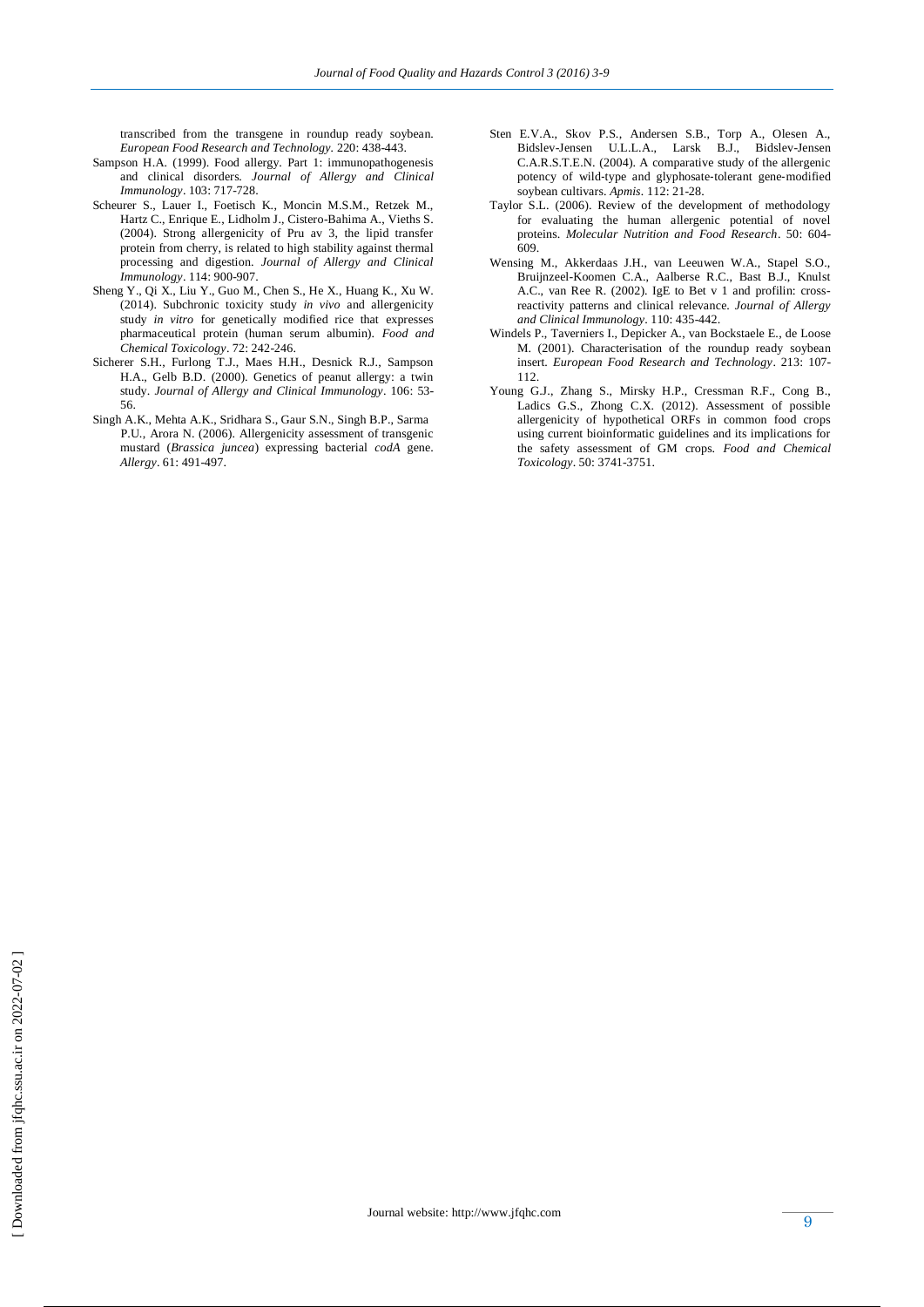transcribed from the transgene in roundup ready soybean. *European Food Research and Technology*. 220: 438-443.

Sampson H.A. (1999). Food allergy. Part 1: immunopathogenesis and clinical disorders. *Journal of Allergy and Clinical Immunology*. 103: 717-728.

Scheurer S., Lauer I., Foetisch K., Moncin M.S.M., Retzek M., Hartz C., Enrique E., Lidholm J., Cistero-Bahima A., Vieths S. (2004). Strong allergenicity of Pru av 3, the lipid transfer protein from cherry, is related to high stability against thermal processing and digestion. *Journal of Allergy and Clinical Immunology*. 114: 900-907.

Sheng Y., Qi X., Liu Y., Guo M., Chen S., He X., Huang K., Xu W. (2014). Subchronic toxicity study *in vivo* and allergenicity study *in vitro* for genetically modified rice that expresses pharmaceutical protein (human serum albumin). *Food and Chemical Toxicology*. 72: 242-246.

Sicherer S.H., Furlong T.J., Maes H.H., Desnick R.J., Sampson H.A., Gelb B.D. (2000). Genetics of peanut allergy: a twin study. *Journal of Allergy and Clinical Immunology*. 106: 53-56.

Singh A.K., Mehta A.K., Sridhara S., Gaur S.N., Singh B.P., Sarma P.U., Arora N. (2006). Allergenicity assessment of transgenic mustard (*Brassica juncea*) expressing bacterial *codA* gene. *Allergy*. 61: 491-497.

Sten E.V.A., Skov P.S., Andersen S.B., Torp A., Olesen A., Bidslev-Jensen U.L.L.A., Larsk B.J., Bidslev-Jensen C.A.R.S.T.E.N. (2004). A comparative study of the allergenic potency of wild-type and glyphosate-tolerant gene-modified soybean cultivars. *Apmis*. 112: 21-28.

Taylor S.L. (2006). Review of the development of methodology for evaluating the human allergenic potential of novel proteins. *Molecular Nutrition and Food Research*. 50: 604-609.

Wensing M., Akkerdaas J.H., van Leeuwen W.A., Stapel S.O., Bruijnzeel-Koomen C.A., Aalberse R.C., Bast B.J., Knulst A.C., van Ree R. (2002). IgE to Bet v 1 and profilin: cross-reactivity patterns and clinical relevance. *Journal of Allergy and Clinical Immunology*. 110: 435-442.

Windels P., Taverniers I., Depicker A., van Bockstaele E., de Loose M. (2001). Characterisation of the roundup ready soybean insert. *European Food Research and Technology*. 213: 107-112.

Young G.J., Zhang S., Mirsky H.P., Cressman R.F., Cong B., Ladics G.S., Zhong C.X. (2012). Assessment of possible allergenicity of hypothetical ORFs in common food crops using current bioinformatic guidelines and its implications for the safety assessment of GM crops. *Food and Chemical Toxicology*. 50: 3741-3751.